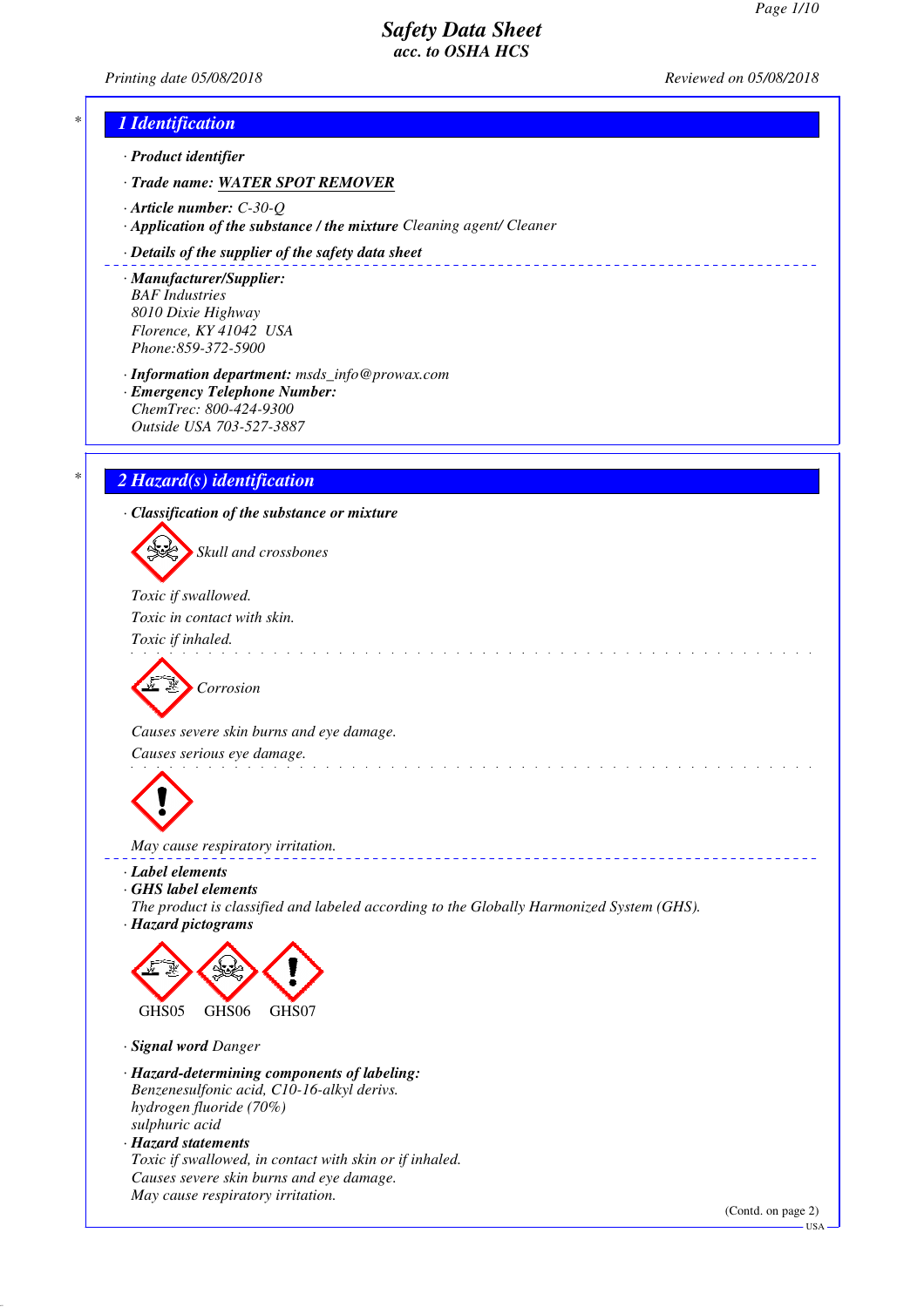# Safety Data Sheet
## acc. to OSHA HCS

Printing date 05/08/2018 Reviewed on 05/08/2018

## 1 Identification

· **Product identifier**

· **Trade name:** **WATER SPOT REMOVER**

· **Article number:** C-30-Q

· **Application of the substance / the mixture** Cleaning agent/ Cleaner

· **Details of the supplier of the safety data sheet**

· **Manufacturer/Supplier:**
BAF Industries
8010 Dixie Highway
Florence, KY 41042 USA
Phone:859-372-5900

· **Information department:** msds_info@prowax.com

· **Emergency Telephone Number:**
ChemTrec: 800-424-9300
Outside USA 703-527-3887

## 2 Hazard(s) identification

· **Classification of the substance or mixture**

Skull and crossbones

Toxic if swallowed.
Toxic in contact with skin.
Toxic if inhaled.

Corrosion

Causes severe skin burns and eye damage.
Causes serious eye damage.

May cause respiratory irritation.

· **Label elements**

· **GHS label elements**
The product is classified and labeled according to the Globally Harmonized System (GHS).

· **Hazard pictograms**

GHS05 GHS06 GHS07

· **Signal word** Danger

· **Hazard-determining components of labeling:**
Benzenesulfonic acid, C10-16-alkyl derivs.
hydrogen fluoride (70%)
sulphuric acid

· **Hazard statements**
Toxic if swallowed, in contact with skin or if inhaled.
Causes severe skin burns and eye damage.
May cause respiratory irritation.

(Contd. on page 2)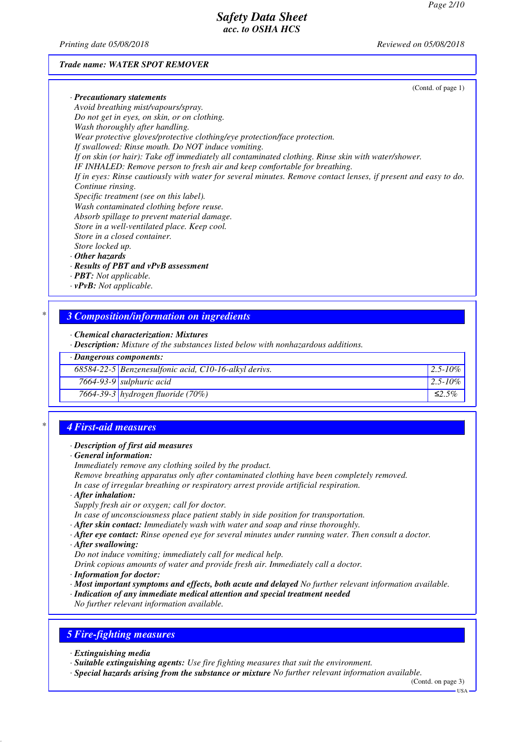Trade name: WATER SPOT REMOVER

(Contd. of page 1)

· **Precautionary statements**
Avoid breathing mist/vapours/spray.
Do not get in eyes, on skin, or on clothing.
Wash thoroughly after handling.
Wear protective gloves/protective clothing/eye protection/face protection.
If swallowed: Rinse mouth. Do NOT induce vomiting.
If on skin (or hair): Take off immediately all contaminated clothing. Rinse skin with water/shower.
IF INHALED: Remove person to fresh air and keep comfortable for breathing.
If in eyes: Rinse cautiously with water for several minutes. Remove contact lenses, if present and easy to do. Continue rinsing.
Specific treatment (see on this label).
Wash contaminated clothing before reuse.
Absorb spillage to prevent material damage.
Store in a well-ventilated place. Keep cool.
Store in a closed container.
Store locked up.

· **Other hazards**
· **Results of PBT and vPvB assessment**
· **PBT:** Not applicable.
· **vPvB:** Not applicable.

## 3 Composition/information on ingredients

· **Chemical characterization: Mixtures**
· **Description:** Mixture of the substances listed below with nonhazardous additions.

| · Dangerous components: | | |
|---|---|---|
| 68584-22-5 | Benzenesulfonic acid, C10-16-alkyl derivs. | 2.5-10% |
| 7664-93-9 | sulphuric acid | 2.5-10% |
| 7664-39-3 | hydrogen fluoride (70%) | ≤2.5% |

## 4 First-aid measures

· **Description of first aid measures**
· **General information:**
Immediately remove any clothing soiled by the product.
Remove breathing apparatus only after contaminated clothing have been completely removed.
In case of irregular breathing or respiratory arrest provide artificial respiration.
· **After inhalation:**
Supply fresh air or oxygen; call for doctor.
In case of unconsciousness place patient stably in side position for transportation.
· **After skin contact:** Immediately wash with water and soap and rinse thoroughly.
· **After eye contact:** Rinse opened eye for several minutes under running water. Then consult a doctor.
· **After swallowing:**
Do not induce vomiting; immediately call for medical help.
Drink copious amounts of water and provide fresh air. Immediately call a doctor.
· **Information for doctor:**
· **Most important symptoms and effects, both acute and delayed** No further relevant information available.
· **Indication of any immediate medical attention and special treatment needed**
No further relevant information available.

## 5 Fire-fighting measures

· **Extinguishing media**
· **Suitable extinguishing agents:** Use fire fighting measures that suit the environment.
· **Special hazards arising from the substance or mixture** No further relevant information available.

(Contd. on page 3)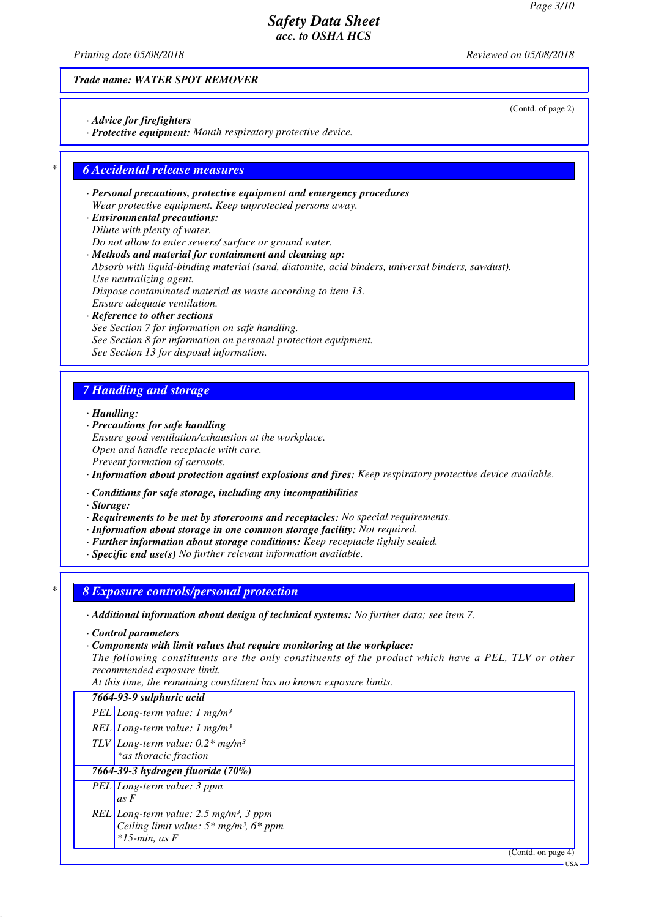Trade name: WATER SPOT REMOVER

(Contd. of page 2)

· **Advice for firefighters**
· **Protective equipment:** Mouth respiratory protective device.

## 6 Accidental release measures

· **Personal precautions, protective equipment and emergency procedures**
Wear protective equipment. Keep unprotected persons away.
· **Environmental precautions:**
Dilute with plenty of water.
Do not allow to enter sewers/ surface or ground water.
· **Methods and material for containment and cleaning up:**
Absorb with liquid-binding material (sand, diatomite, acid binders, universal binders, sawdust).
Use neutralizing agent.
Dispose contaminated material as waste according to item 13.
Ensure adequate ventilation.
· **Reference to other sections**
See Section 7 for information on safe handling.
See Section 8 for information on personal protection equipment.
See Section 13 for disposal information.

## 7 Handling and storage

· **Handling:**
· **Precautions for safe handling**
Ensure good ventilation/exhaustion at the workplace.
Open and handle receptacle with care.
Prevent formation of aerosols.
· **Information about protection against explosions and fires:** Keep respiratory protective device available.

· **Conditions for safe storage, including any incompatibilities**
· **Storage:**
· **Requirements to be met by storerooms and receptacles:** No special requirements.
· **Information about storage in one common storage facility:** Not required.
· **Further information about storage conditions:** Keep receptacle tightly sealed.
· **Specific end use(s)** No further relevant information available.

## 8 Exposure controls/personal protection

· **Additional information about design of technical systems:** No further data; see item 7.

· **Control parameters**
· **Components with limit values that require monitoring at the workplace:**
The following constituents are the only constituents of the product which have a PEL, TLV or other recommended exposure limit.
At this time, the remaining constituent has no known exposure limits.

| 7664-93-9 sulphuric acid | |
|---|---|
| PEL | Long-term value: 1 mg/m³ |
| REL | Long-term value: 1 mg/m³ |
| TLV | Long-term value: 0.2* mg/m³<br>*as thoracic fraction |
| **7664-39-3 hydrogen fluoride (70%)** | |
| PEL | Long-term value: 3 ppm<br>as F |
| REL | Long-term value: 2.5 mg/m³, 3 ppm<br>Ceiling limit value: 5* mg/m³, 6* ppm<br>*15-min, as F |

(Contd. on page 4)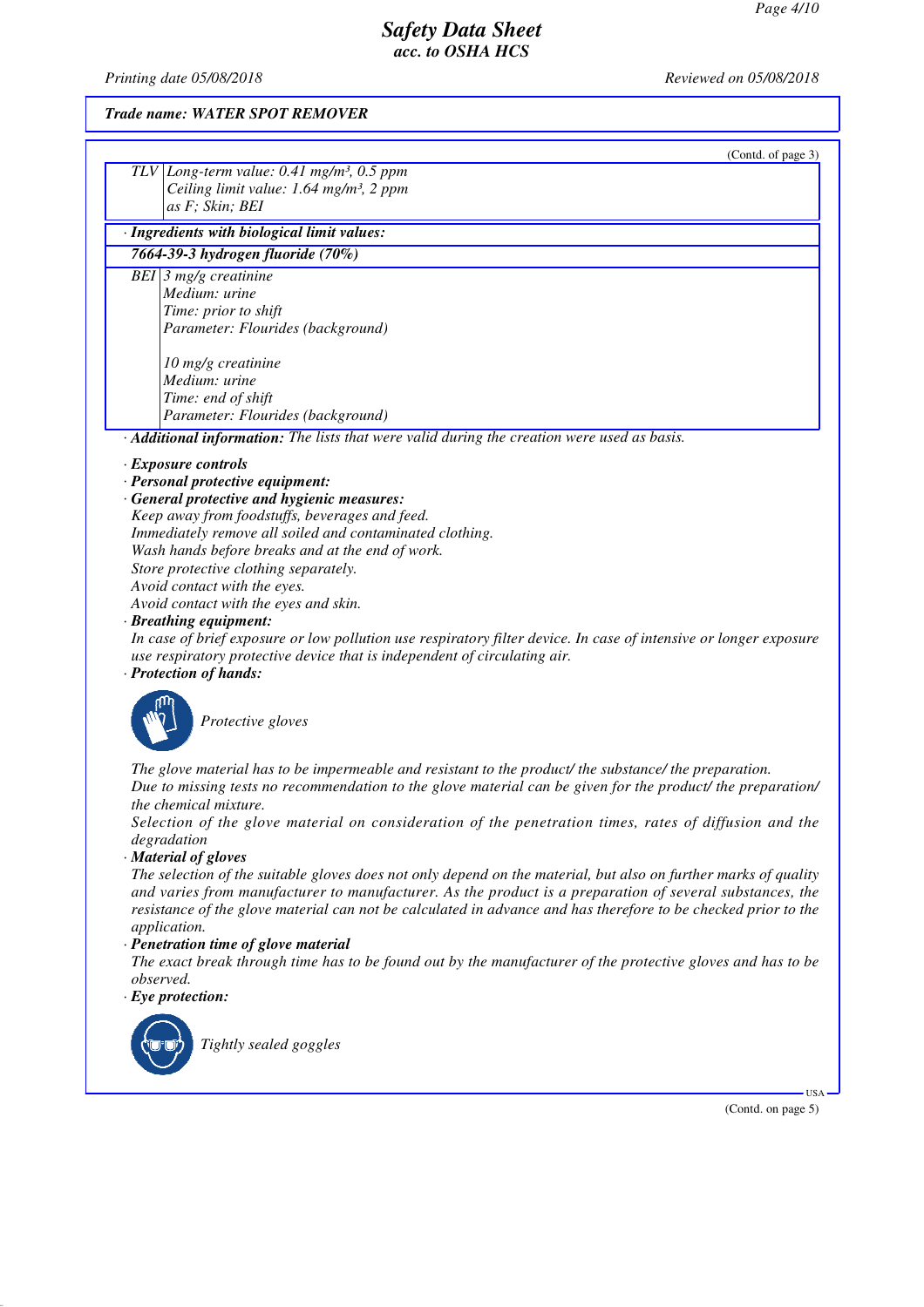(Contd. of page 3)

| | |
|---|---|
| TLV | Long-term value: 0.41 mg/m³, 0.5 ppm<br>Ceiling limit value: 1.64 mg/m³, 2 ppm<br>as F; Skin; BEI |

· **Ingredients with biological limit values:**

| 7664-39-3 hydrogen fluoride (70%) | |
|---|---|
| BEI | 3 mg/g creatinine<br>Medium: urine<br>Time: prior to shift<br>Parameter: Flourides (background)<br><br>10 mg/g creatinine<br>Medium: urine<br>Time: end of shift<br>Parameter: Flourides (background) |

· **Additional information:** The lists that were valid during the creation were used as basis.

· **Exposure controls**
· **Personal protective equipment:**
· **General protective and hygienic measures:**
Keep away from foodstuffs, beverages and feed.
Immediately remove all soiled and contaminated clothing.
Wash hands before breaks and at the end of work.
Store protective clothing separately.
Avoid contact with the eyes.
Avoid contact with the eyes and skin.
· **Breathing equipment:**
In case of brief exposure or low pollution use respiratory filter device. In case of intensive or longer exposure use respiratory protective device that is independent of circulating air.
· **Protection of hands:**

Protective gloves

The glove material has to be impermeable and resistant to the product/ the substance/ the preparation.
Due to missing tests no recommendation to the glove material can be given for the product/ the preparation/ the chemical mixture.
Selection of the glove material on consideration of the penetration times, rates of diffusion and the degradation
· **Material of gloves**
The selection of the suitable gloves does not only depend on the material, but also on further marks of quality and varies from manufacturer to manufacturer. As the product is a preparation of several substances, the resistance of the glove material can not be calculated in advance and has therefore to be checked prior to the application.
· **Penetration time of glove material**
The exact break through time has to be found out by the manufacturer of the protective gloves and has to be observed.
· **Eye protection:**

Tightly sealed goggles

(Contd. on page 5)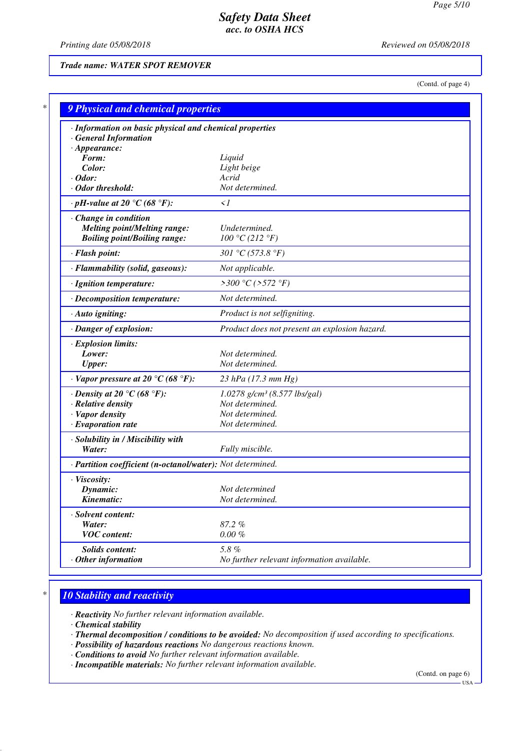Safety Data Sheet
acc. to OSHA HCS

Printing date 05/08/2018 Reviewed on 05/08/2018

**Trade name: WATER SPOT REMOVER**

(Contd. of page 4)

## 9 Physical and chemical properties

| Property | Value |
|---|---|
| · **Information on basic physical and chemical properties** | |
| · **General Information** | |
| · **Appearance:** | |
| **Form:** | Liquid |
| **Color:** | Light beige |
| · **Odor:** | Acrid |
| · **Odor threshold:** | Not determined. |
| · **pH-value at 20 °C (68 °F):** | <1 |
| · **Change in condition** | |
| **Melting point/Melting range:** | Undetermined. |
| **Boiling point/Boiling range:** | 100 °C (212 °F) |
| · **Flash point:** | 301 °C (573.8 °F) |
| · **Flammability (solid, gaseous):** | Not applicable. |
| · **Ignition temperature:** | >300 °C (>572 °F) |
| · **Decomposition temperature:** | Not determined. |
| · **Auto igniting:** | Product is not selfigniting. |
| · **Danger of explosion:** | Product does not present an explosion hazard. |
| · **Explosion limits:** | |
| **Lower:** | Not determined. |
| **Upper:** | Not determined. |
| · **Vapor pressure at 20 °C (68 °F):** | 23 hPa (17.3 mm Hg) |
| · **Density at 20 °C (68 °F):** | 1.0278 g/cm³ (8.577 lbs/gal) |
| · **Relative density** | Not determined. |
| · **Vapor density** | Not determined. |
| · **Evaporation rate** | Not determined. |
| · **Solubility in / Miscibility with** | |
| **Water:** | Fully miscible. |
| · **Partition coefficient (n-octanol/water):** | Not determined. |
| · **Viscosity:** | |
| **Dynamic:** | Not determined |
| **Kinematic:** | Not determined. |
| · **Solvent content:** | |
| **Water:** | 87.2 % |
| **VOC content:** | 0.00 % |
| **Solids content:** | 5.8 % |
| · **Other information** | No further relevant information available. |

## 10 Stability and reactivity

· **Reactivity** No further relevant information available.
· **Chemical stability**
· **Thermal decomposition / conditions to be avoided:** No decomposition if used according to specifications.
· **Possibility of hazardous reactions** No dangerous reactions known.
· **Conditions to avoid** No further relevant information available.
· **Incompatible materials:** No further relevant information available.

(Contd. on page 6)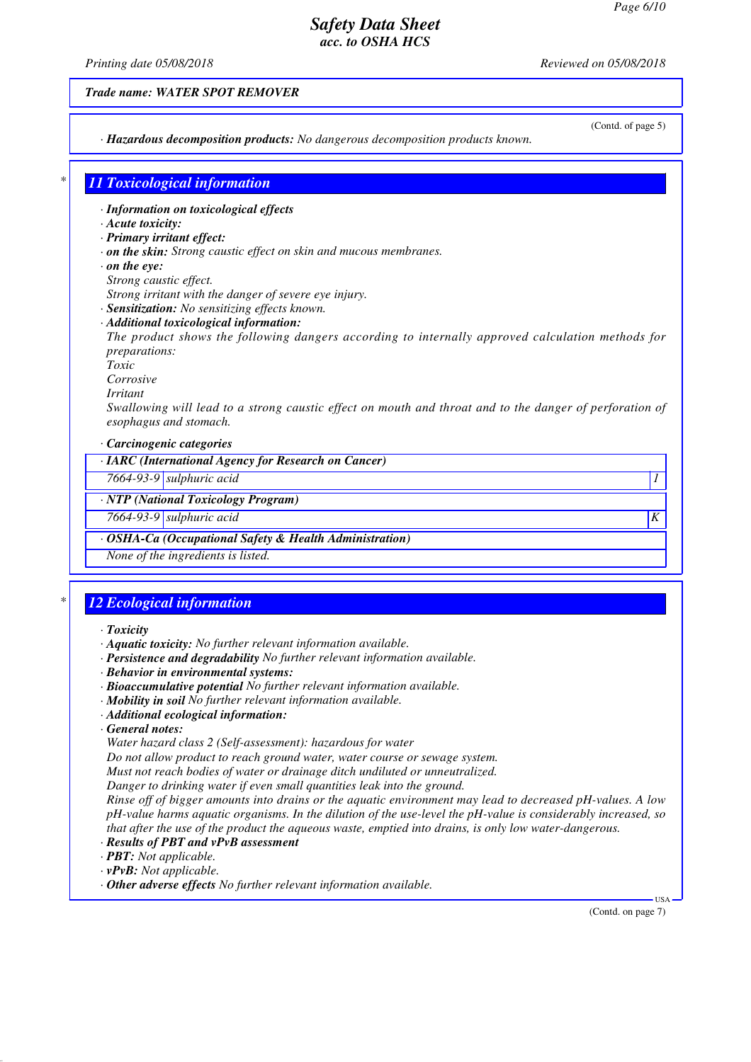*Safety Data Sheet*
*acc. to OSHA HCS*

Printing date 05/08/2018 Reviewed on 05/08/2018

**Trade name: WATER SPOT REMOVER**

(Contd. of page 5)

· **Hazardous decomposition products:** No dangerous decomposition products known.

## 11 Toxicological information

· **Information on toxicological effects**
· **Acute toxicity:**
· **Primary irritant effect:**
· **on the skin:** Strong caustic effect on skin and mucous membranes.
· **on the eye:**
Strong caustic effect.
Strong irritant with the danger of severe eye injury.
· **Sensitization:** No sensitizing effects known.
· **Additional toxicological information:**
The product shows the following dangers according to internally approved calculation methods for preparations:
Toxic
Corrosive
Irritant
Swallowing will lead to a strong caustic effect on mouth and throat and to the danger of perforation of esophagus and stomach.

· **Carcinogenic categories**

| · **IARC (International Agency for Research on Cancer)** | | |
|---|---|---|
| 7664-93-9 | sulphuric acid | 1 |
| · **NTP (National Toxicology Program)** | | |
| 7664-93-9 | sulphuric acid | K |
| · **OSHA-Ca (Occupational Safety & Health Administration)** | | |
| None of the ingredients is listed. | | |

## 12 Ecological information

· **Toxicity**
· **Aquatic toxicity:** No further relevant information available.
· **Persistence and degradability** No further relevant information available.
· **Behavior in environmental systems:**
· **Bioaccumulative potential** No further relevant information available.
· **Mobility in soil** No further relevant information available.
· **Additional ecological information:**
· **General notes:**
Water hazard class 2 (Self-assessment): hazardous for water
Do not allow product to reach ground water, water course or sewage system.
Must not reach bodies of water or drainage ditch undiluted or unneutralized.
Danger to drinking water if even small quantities leak into the ground.
Rinse off of bigger amounts into drains or the aquatic environment may lead to decreased pH-values. A low pH-value harms aquatic organisms. In the dilution of the use-level the pH-value is considerably increased, so that after the use of the product the aqueous waste, emptied into drains, is only low water-dangerous.
· **Results of PBT and vPvB assessment**
· **PBT:** Not applicable.
· **vPvB:** Not applicable.
· **Other adverse effects** No further relevant information available.

(Contd. on page 7)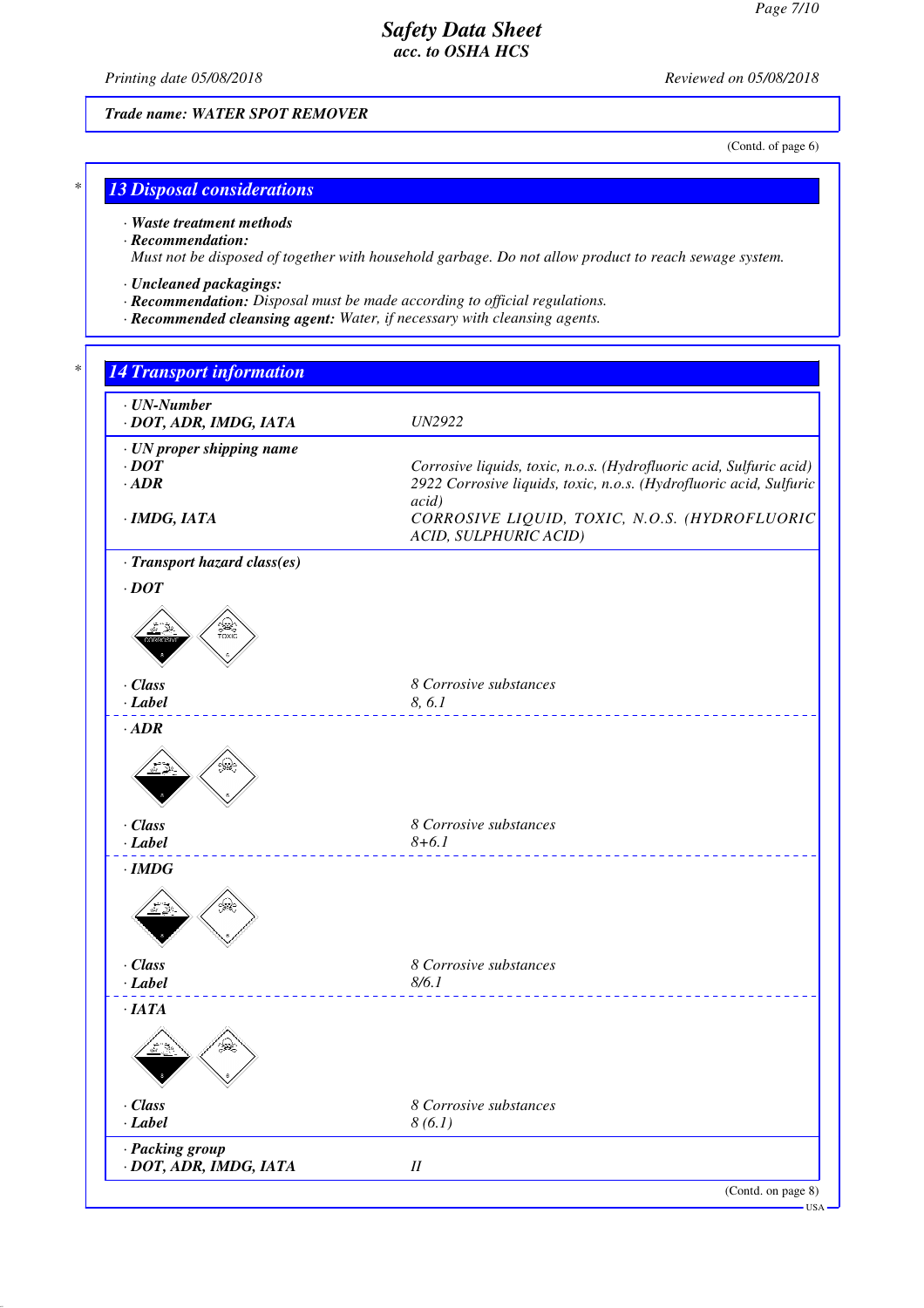**Trade name: WATER SPOT REMOVER**

(Contd. of page 6)

## 13 Disposal considerations

· **Waste treatment methods**
· **Recommendation:**
Must not be disposed of together with household garbage. Do not allow product to reach sewage system.

· **Uncleaned packagings:**
· **Recommendation:** Disposal must be made according to official regulations.
· **Recommended cleansing agent:** Water, if necessary with cleansing agents.

## 14 Transport information

| | |
|---|---|
| · **UN-Number** | |
| · **DOT, ADR, IMDG, IATA** | UN2922 |
| · **UN proper shipping name** | |
| · **DOT** | Corrosive liquids, toxic, n.o.s. (Hydrofluoric acid, Sulfuric acid) |
| · **ADR** | 2922 Corrosive liquids, toxic, n.o.s. (Hydrofluoric acid, Sulfuric acid) |
| · **IMDG, IATA** | CORROSIVE LIQUID, TOXIC, N.O.S. (HYDROFLUORIC ACID, SULPHURIC ACID) |
| · **Transport hazard class(es)** | |
| · **DOT** | |
| · **Class** | 8 Corrosive substances |
| · **Label** | 8, 6.1 |
| · **ADR** | |
| · **Class** | 8 Corrosive substances |
| · **Label** | 8+6.1 |
| · **IMDG** | |
| · **Class** | 8 Corrosive substances |
| · **Label** | 8/6.1 |
| · **IATA** | |
| · **Class** | 8 Corrosive substances |
| · **Label** | 8 (6.1) |
| · **Packing group** | |
| · **DOT, ADR, IMDG, IATA** | II |

(Contd. on page 8)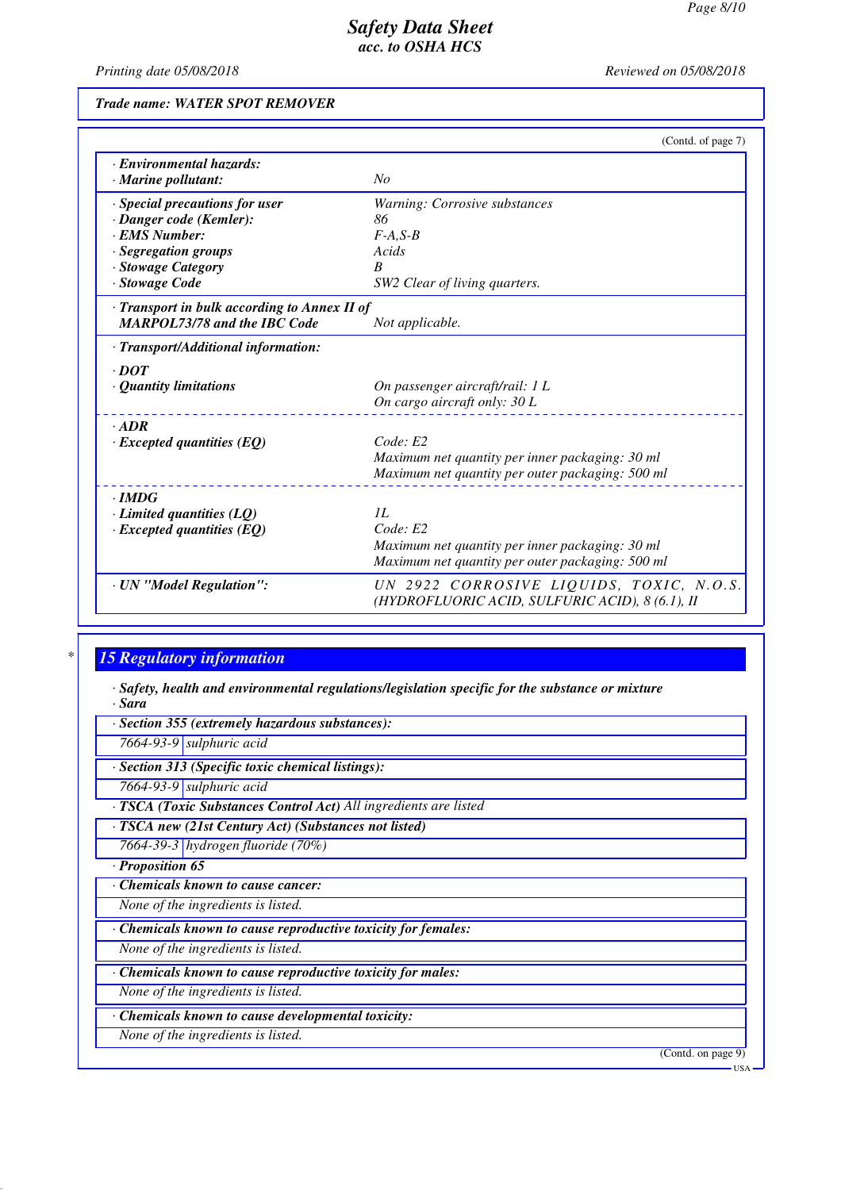Trade name: WATER SPOT REMOVER

(Contd. of page 7)

| | |
|---|---|
| · **Environmental hazards:** | |
| · **Marine pollutant:** | No |
| · **Special precautions for user** | Warning: Corrosive substances |
| · **Danger code (Kemler):** | 86 |
| · **EMS Number:** | F-A,S-B |
| · **Segregation groups** | Acids |
| · **Stowage Category** | B |
| · **Stowage Code** | SW2 Clear of living quarters. |
| · **Transport in bulk according to Annex II of MARPOL73/78 and the IBC Code** | Not applicable. |
| · **Transport/Additional information:** | |
| · **DOT** | |
| · **Quantity limitations** | On passenger aircraft/rail: 1 L<br>On cargo aircraft only: 30 L |
| · **ADR** | |
| · **Excepted quantities (EQ)** | Code: E2<br>Maximum net quantity per inner packaging: 30 ml<br>Maximum net quantity per outer packaging: 500 ml |
| · **IMDG** | |
| · **Limited quantities (LQ)** | 1L |
| · **Excepted quantities (EQ)** | Code: E2<br>Maximum net quantity per inner packaging: 30 ml<br>Maximum net quantity per outer packaging: 500 ml |
| · **UN "Model Regulation":** | UN 2922 CORROSIVE LIQUIDS, TOXIC, N.O.S. (HYDROFLUORIC ACID, SULFURIC ACID), 8 (6.1), II |

## 15 Regulatory information

· **Safety, health and environmental regulations/legislation specific for the substance or mixture**
· **Sara**

· **Section 355 (extremely hazardous substances):**

| | |
|---|---|
| 7664-93-9 | sulphuric acid |

· **Section 313 (Specific toxic chemical listings):**

| | |
|---|---|
| 7664-93-9 | sulphuric acid |

· **TSCA (Toxic Substances Control Act)** All ingredients are listed

· **TSCA new (21st Century Act) (Substances not listed)**

| | |
|---|---|
| 7664-39-3 | hydrogen fluoride (70%) |

· **Proposition 65**

· **Chemicals known to cause cancer:**
None of the ingredients is listed.

· **Chemicals known to cause reproductive toxicity for females:**
None of the ingredients is listed.

· **Chemicals known to cause reproductive toxicity for males:**
None of the ingredients is listed.

· **Chemicals known to cause developmental toxicity:**
None of the ingredients is listed.

(Contd. on page 9)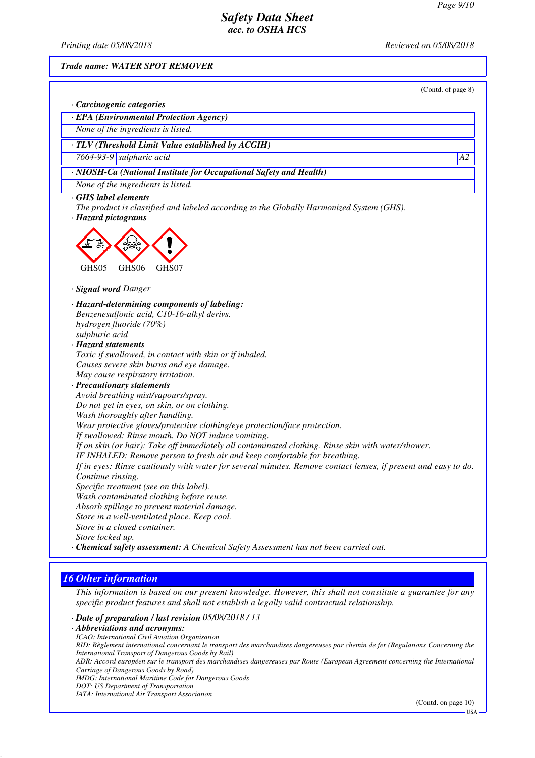*Trade name: WATER SPOT REMOVER*

(Contd. of page 8)

· **Carcinogenic categories**

· **EPA (Environmental Protection Agency)**

None of the ingredients is listed.

· **TLV (Threshold Limit Value established by ACGIH)**

| | | |
|---|---|---|
| 7664-93-9 | sulphuric acid | A2 |

· **NIOSH-Ca (National Institute for Occupational Safety and Health)**

None of the ingredients is listed.

· **GHS label elements**

The product is classified and labeled according to the Globally Harmonized System (GHS).

· **Hazard pictograms**

GHS05 GHS06 GHS07

· **Signal word** Danger

· **Hazard-determining components of labeling:**

Benzenesulfonic acid, C10-16-alkyl derivs.
hydrogen fluoride (70%)
sulphuric acid

· **Hazard statements**

Toxic if swallowed, in contact with skin or if inhaled.
Causes severe skin burns and eye damage.
May cause respiratory irritation.

· **Precautionary statements**

Avoid breathing mist/vapours/spray.
Do not get in eyes, on skin, or on clothing.
Wash thoroughly after handling.
Wear protective gloves/protective clothing/eye protection/face protection.
If swallowed: Rinse mouth. Do NOT induce vomiting.
If on skin (or hair): Take off immediately all contaminated clothing. Rinse skin with water/shower.
IF INHALED: Remove person to fresh air and keep comfortable for breathing.
If in eyes: Rinse cautiously with water for several minutes. Remove contact lenses, if present and easy to do. Continue rinsing.
Specific treatment (see on this label).
Wash contaminated clothing before reuse.
Absorb spillage to prevent material damage.
Store in a well-ventilated place. Keep cool.
Store in a closed container.
Store locked up.

· **Chemical safety assessment:** A Chemical Safety Assessment has not been carried out.

## 16 Other information

This information is based on our present knowledge. However, this shall not constitute a guarantee for any specific product features and shall not establish a legally valid contractual relationship.

· **Date of preparation / last revision** 05/08/2018 / 13

· **Abbreviations and acronyms:**

ICAO: International Civil Aviation Organisation
RID: Règlement international concernant le transport des marchandises dangereuses par chemin de fer (Regulations Concerning the International Transport of Dangerous Goods by Rail)
ADR: Accord européen sur le transport des marchandises dangereuses par Route (European Agreement concerning the International Carriage of Dangerous Goods by Road)
IMDG: International Maritime Code for Dangerous Goods
DOT: US Department of Transportation
IATA: International Air Transport Association

(Contd. on page 10)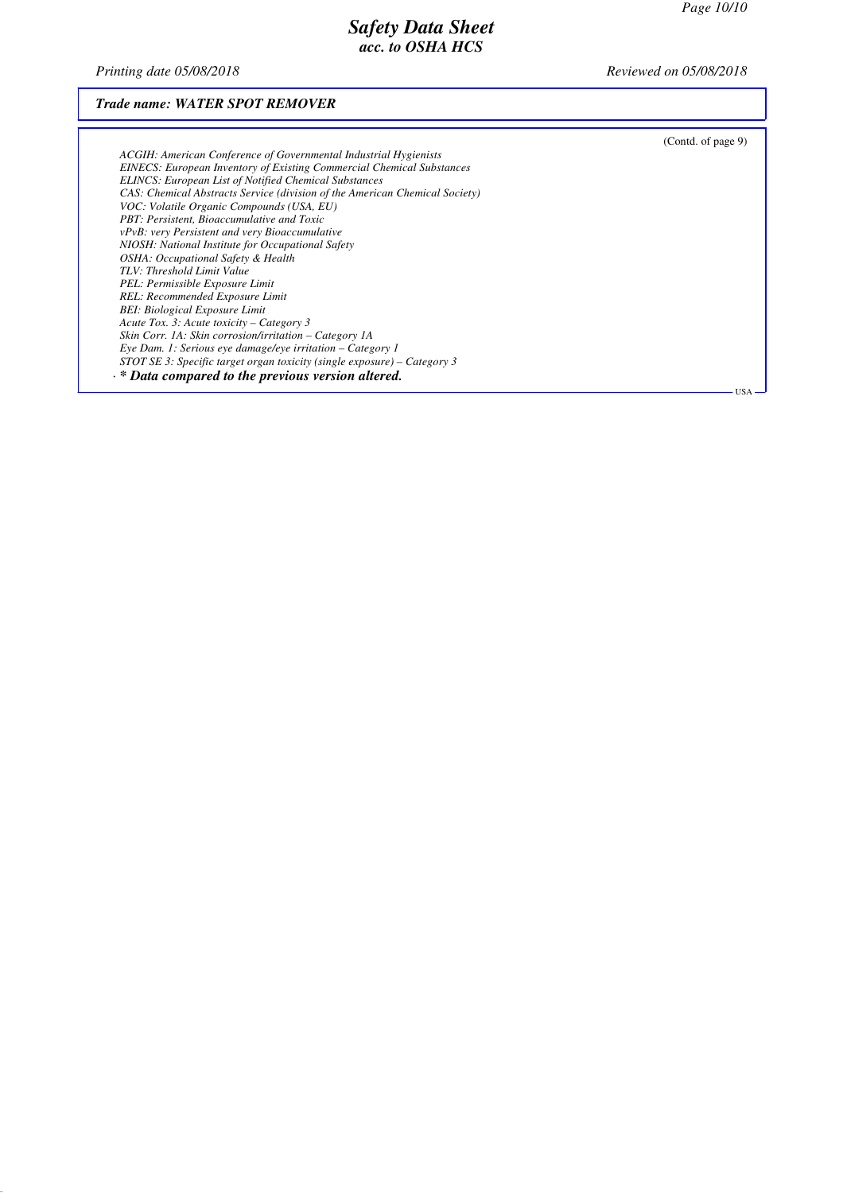(Contd. of page 9)

*ACGIH: American Conference of Governmental Industrial Hygienists*
*EINECS: European Inventory of Existing Commercial Chemical Substances*
*ELINCS: European List of Notified Chemical Substances*
*CAS: Chemical Abstracts Service (division of the American Chemical Society)*
*VOC: Volatile Organic Compounds (USA, EU)*
*PBT: Persistent, Bioaccumulative and Toxic*
*vPvB: very Persistent and very Bioaccumulative*
*NIOSH: National Institute for Occupational Safety*
*OSHA: Occupational Safety & Health*
*TLV: Threshold Limit Value*
*PEL: Permissible Exposure Limit*
*REL: Recommended Exposure Limit*
*BEI: Biological Exposure Limit*
*Acute Tox. 3: Acute toxicity – Category 3*
*Skin Corr. 1A: Skin corrosion/irritation – Category 1A*
*Eye Dam. 1: Serious eye damage/eye irritation – Category 1*
*STOT SE 3: Specific target organ toxicity (single exposure) – Category 3*

· ***\* Data compared to the previous version altered.***